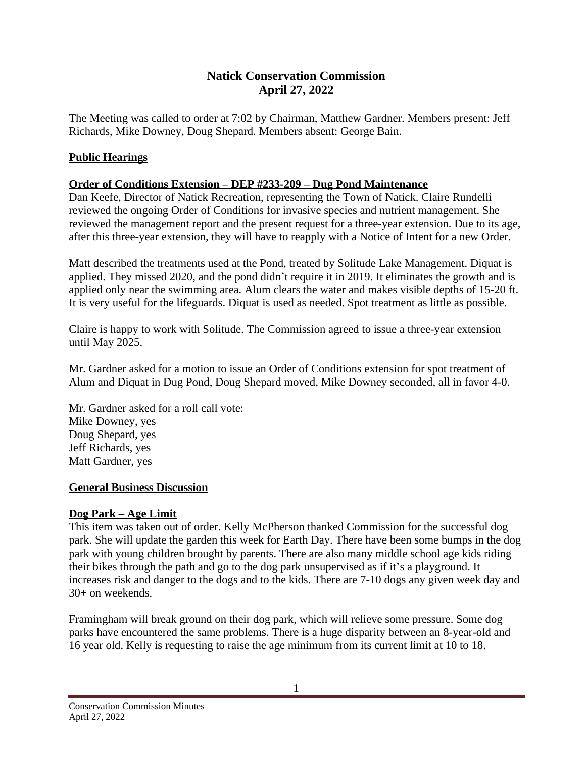# Natick Conservation Commission
# April 27, 2022

The Meeting was called to order at 7:02 by Chairman, Matthew Gardner. Members present: Jeff Richards, Mike Downey, Doug Shepard. Members absent: George Bain.

## Public Hearings

### Order of Conditions Extension – DEP #233-209 – Dug Pond Maintenance

Dan Keefe, Director of Natick Recreation, representing the Town of Natick. Claire Rundelli reviewed the ongoing Order of Conditions for invasive species and nutrient management. She reviewed the management report and the present request for a three-year extension. Due to its age, after this three-year extension, they will have to reapply with a Notice of Intent for a new Order.

Matt described the treatments used at the Pond, treated by Solitude Lake Management. Diquat is applied. They missed 2020, and the pond didn't require it in 2019. It eliminates the growth and is applied only near the swimming area. Alum clears the water and makes visible depths of 15-20 ft. It is very useful for the lifeguards. Diquat is used as needed. Spot treatment as little as possible.

Claire is happy to work with Solitude. The Commission agreed to issue a three-year extension until May 2025.

Mr. Gardner asked for a motion to issue an Order of Conditions extension for spot treatment of Alum and Diquat in Dug Pond, Doug Shepard moved, Mike Downey seconded, all in favor 4-0.

Mr. Gardner asked for a roll call vote:
Mike Downey, yes
Doug Shepard, yes
Jeff Richards, yes
Matt Gardner, yes

## General Business Discussion

### Dog Park – Age Limit

This item was taken out of order. Kelly McPherson thanked Commission for the successful dog park. She will update the garden this week for Earth Day. There have been some bumps in the dog park with young children brought by parents. There are also many middle school age kids riding their bikes through the path and go to the dog park unsupervised as if it's a playground. It increases risk and danger to the dogs and to the kids. There are 7-10 dogs any given week day and 30+ on weekends.

Framingham will break ground on their dog park, which will relieve some pressure. Some dog parks have encountered the same problems. There is a huge disparity between an 8-year-old and 16 year old. Kelly is requesting to raise the age minimum from its current limit at 10 to 18.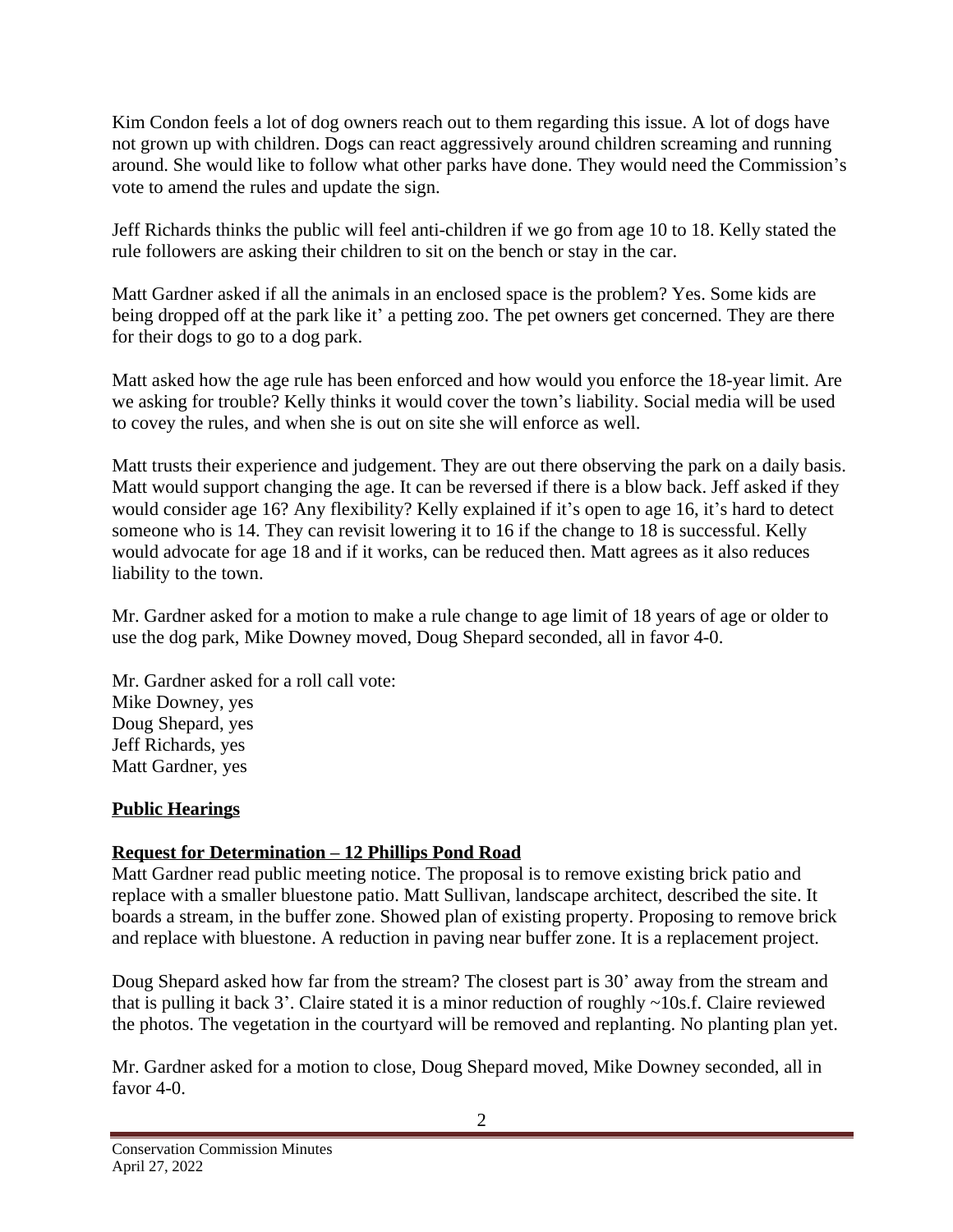Kim Condon feels a lot of dog owners reach out to them regarding this issue. A lot of dogs have not grown up with children. Dogs can react aggressively around children screaming and running around. She would like to follow what other parks have done. They would need the Commission's vote to amend the rules and update the sign.

Jeff Richards thinks the public will feel anti-children if we go from age 10 to 18. Kelly stated the rule followers are asking their children to sit on the bench or stay in the car.

Matt Gardner asked if all the animals in an enclosed space is the problem? Yes. Some kids are being dropped off at the park like it' a petting zoo. The pet owners get concerned. They are there for their dogs to go to a dog park.

Matt asked how the age rule has been enforced and how would you enforce the 18-year limit. Are we asking for trouble? Kelly thinks it would cover the town's liability. Social media will be used to covey the rules, and when she is out on site she will enforce as well.

Matt trusts their experience and judgement. They are out there observing the park on a daily basis. Matt would support changing the age. It can be reversed if there is a blow back. Jeff asked if they would consider age 16? Any flexibility? Kelly explained if it's open to age 16, it's hard to detect someone who is 14. They can revisit lowering it to 16 if the change to 18 is successful. Kelly would advocate for age 18 and if it works, can be reduced then. Matt agrees as it also reduces liability to the town.

Mr. Gardner asked for a motion to make a rule change to age limit of 18 years of age or older to use the dog park, Mike Downey moved, Doug Shepard seconded, all in favor 4-0.

Mr. Gardner asked for a roll call vote:
Mike Downey, yes
Doug Shepard, yes
Jeff Richards, yes
Matt Gardner, yes

**Public Hearings**

**Request for Determination – 12 Phillips Pond Road**

Matt Gardner read public meeting notice. The proposal is to remove existing brick patio and replace with a smaller bluestone patio. Matt Sullivan, landscape architect, described the site. It boards a stream, in the buffer zone. Showed plan of existing property. Proposing to remove brick and replace with bluestone. A reduction in paving near buffer zone. It is a replacement project.

Doug Shepard asked how far from the stream? The closest part is 30' away from the stream and that is pulling it back 3'. Claire stated it is a minor reduction of roughly ~10s.f. Claire reviewed the photos. The vegetation in the courtyard will be removed and replanting. No planting plan yet.

Mr. Gardner asked for a motion to close, Doug Shepard moved, Mike Downey seconded, all in favor 4-0.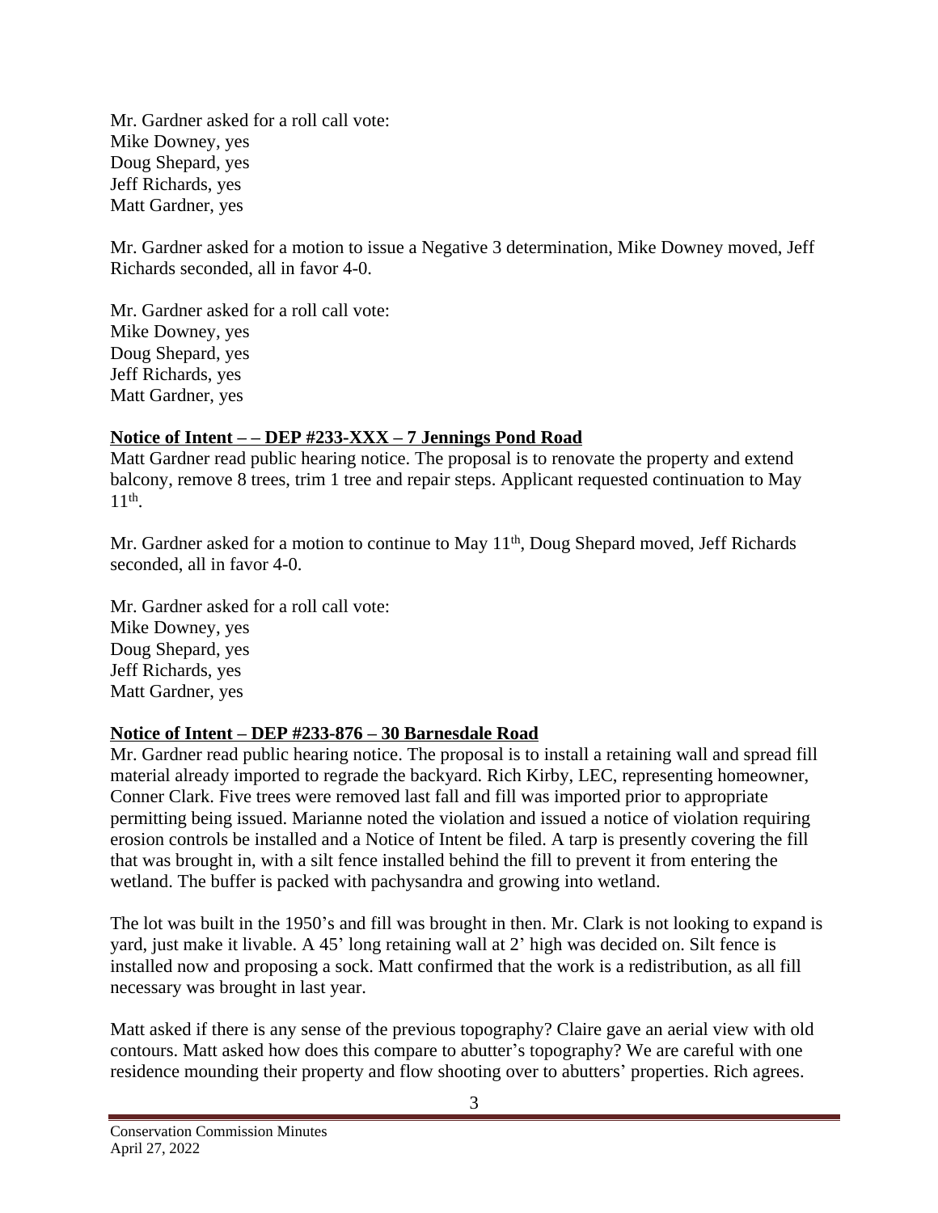Mr. Gardner asked for a roll call vote:
Mike Downey, yes
Doug Shepard, yes
Jeff Richards, yes
Matt Gardner, yes

Mr. Gardner asked for a motion to issue a Negative 3 determination, Mike Downey moved, Jeff Richards seconded, all in favor 4-0.

Mr. Gardner asked for a roll call vote:
Mike Downey, yes
Doug Shepard, yes
Jeff Richards, yes
Matt Gardner, yes

**Notice of Intent – – DEP #233-XXX – 7 Jennings Pond Road**

Matt Gardner read public hearing notice. The proposal is to renovate the property and extend balcony, remove 8 trees, trim 1 tree and repair steps. Applicant requested continuation to May 11th.

Mr. Gardner asked for a motion to continue to May 11th, Doug Shepard moved, Jeff Richards seconded, all in favor 4-0.

Mr. Gardner asked for a roll call vote:
Mike Downey, yes
Doug Shepard, yes
Jeff Richards, yes
Matt Gardner, yes

**Notice of Intent – DEP #233-876 – 30 Barnesdale Road**

Mr. Gardner read public hearing notice. The proposal is to install a retaining wall and spread fill material already imported to regrade the backyard. Rich Kirby, LEC, representing homeowner, Conner Clark. Five trees were removed last fall and fill was imported prior to appropriate permitting being issued. Marianne noted the violation and issued a notice of violation requiring erosion controls be installed and a Notice of Intent be filed. A tarp is presently covering the fill that was brought in, with a silt fence installed behind the fill to prevent it from entering the wetland. The buffer is packed with pachysandra and growing into wetland.

The lot was built in the 1950's and fill was brought in then. Mr. Clark is not looking to expand is yard, just make it livable. A 45' long retaining wall at 2' high was decided on. Silt fence is installed now and proposing a sock. Matt confirmed that the work is a redistribution, as all fill necessary was brought in last year.

Matt asked if there is any sense of the previous topography? Claire gave an aerial view with old contours. Matt asked how does this compare to abutter's topography? We are careful with one residence mounding their property and flow shooting over to abutters' properties. Rich agrees.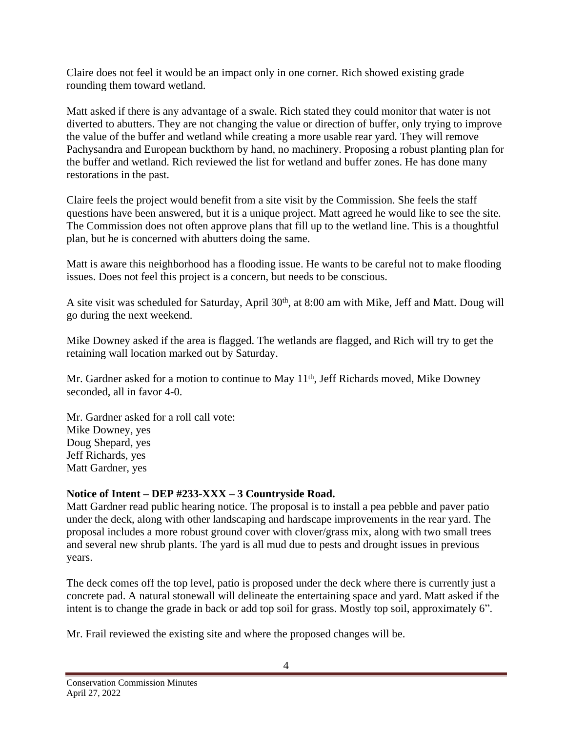Claire does not feel it would be an impact only in one corner. Rich showed existing grade rounding them toward wetland.

Matt asked if there is any advantage of a swale. Rich stated they could monitor that water is not diverted to abutters. They are not changing the value or direction of buffer, only trying to improve the value of the buffer and wetland while creating a more usable rear yard. They will remove Pachysandra and European buckthorn by hand, no machinery. Proposing a robust planting plan for the buffer and wetland. Rich reviewed the list for wetland and buffer zones. He has done many restorations in the past.

Claire feels the project would benefit from a site visit by the Commission. She feels the staff questions have been answered, but it is a unique project. Matt agreed he would like to see the site. The Commission does not often approve plans that fill up to the wetland line. This is a thoughtful plan, but he is concerned with abutters doing the same.

Matt is aware this neighborhood has a flooding issue. He wants to be careful not to make flooding issues. Does not feel this project is a concern, but needs to be conscious.

A site visit was scheduled for Saturday, April 30th, at 8:00 am with Mike, Jeff and Matt. Doug will go during the next weekend.

Mike Downey asked if the area is flagged. The wetlands are flagged, and Rich will try to get the retaining wall location marked out by Saturday.

Mr. Gardner asked for a motion to continue to May 11th, Jeff Richards moved, Mike Downey seconded, all in favor 4-0.

Mr. Gardner asked for a roll call vote:
Mike Downey, yes
Doug Shepard, yes
Jeff Richards, yes
Matt Gardner, yes

**Notice of Intent – DEP #233-XXX – 3 Countryside Road.**

Matt Gardner read public hearing notice. The proposal is to install a pea pebble and paver patio under the deck, along with other landscaping and hardscape improvements in the rear yard. The proposal includes a more robust ground cover with clover/grass mix, along with two small trees and several new shrub plants. The yard is all mud due to pests and drought issues in previous years.

The deck comes off the top level, patio is proposed under the deck where there is currently just a concrete pad. A natural stonewall will delineate the entertaining space and yard. Matt asked if the intent is to change the grade in back or add top soil for grass. Mostly top soil, approximately 6".

Mr. Frail reviewed the existing site and where the proposed changes will be.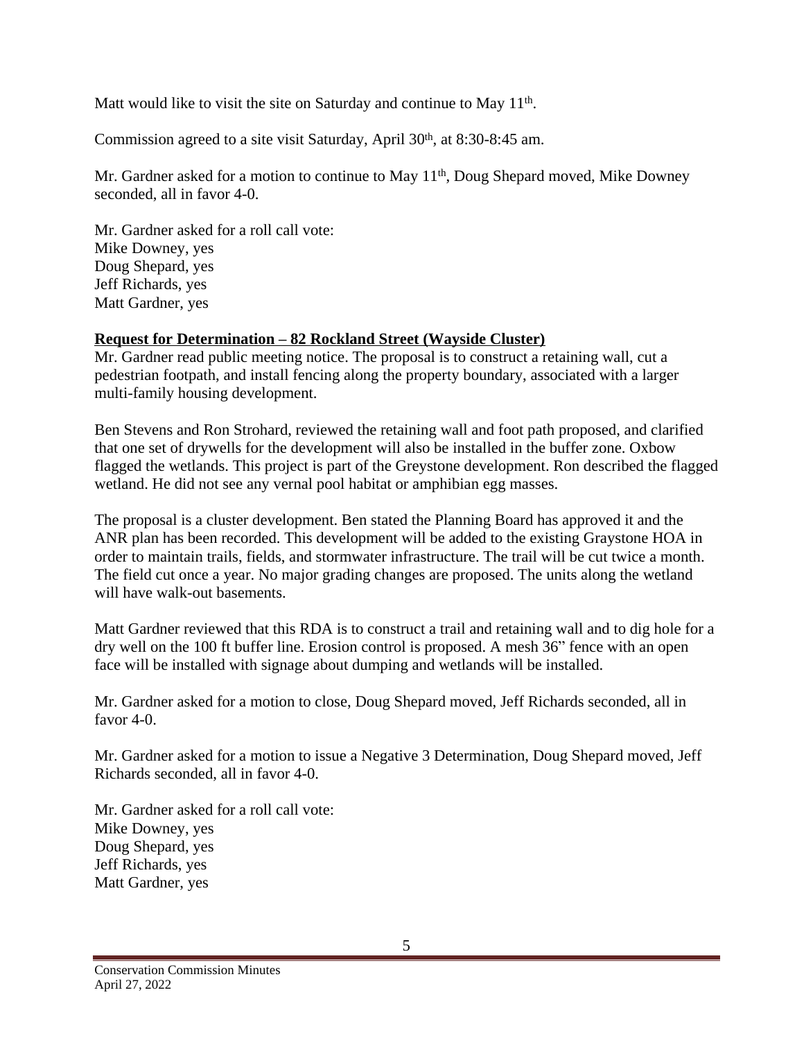Matt would like to visit the site on Saturday and continue to May 11th.

Commission agreed to a site visit Saturday, April 30th, at 8:30-8:45 am.

Mr. Gardner asked for a motion to continue to May 11th, Doug Shepard moved, Mike Downey seconded, all in favor 4-0.

Mr. Gardner asked for a roll call vote:
Mike Downey, yes
Doug Shepard, yes
Jeff Richards, yes
Matt Gardner, yes

**Request for Determination – 82 Rockland Street (Wayside Cluster)**

Mr. Gardner read public meeting notice. The proposal is to construct a retaining wall, cut a pedestrian footpath, and install fencing along the property boundary, associated with a larger multi-family housing development.

Ben Stevens and Ron Strohard, reviewed the retaining wall and foot path proposed, and clarified that one set of drywells for the development will also be installed in the buffer zone. Oxbow flagged the wetlands. This project is part of the Greystone development. Ron described the flagged wetland. He did not see any vernal pool habitat or amphibian egg masses.

The proposal is a cluster development. Ben stated the Planning Board has approved it and the ANR plan has been recorded. This development will be added to the existing Graystone HOA in order to maintain trails, fields, and stormwater infrastructure. The trail will be cut twice a month. The field cut once a year. No major grading changes are proposed. The units along the wetland will have walk-out basements.

Matt Gardner reviewed that this RDA is to construct a trail and retaining wall and to dig hole for a dry well on the 100 ft buffer line. Erosion control is proposed. A mesh 36" fence with an open face will be installed with signage about dumping and wetlands will be installed.

Mr. Gardner asked for a motion to close, Doug Shepard moved, Jeff Richards seconded, all in favor 4-0.

Mr. Gardner asked for a motion to issue a Negative 3 Determination, Doug Shepard moved, Jeff Richards seconded, all in favor 4-0.

Mr. Gardner asked for a roll call vote:
Mike Downey, yes
Doug Shepard, yes
Jeff Richards, yes
Matt Gardner, yes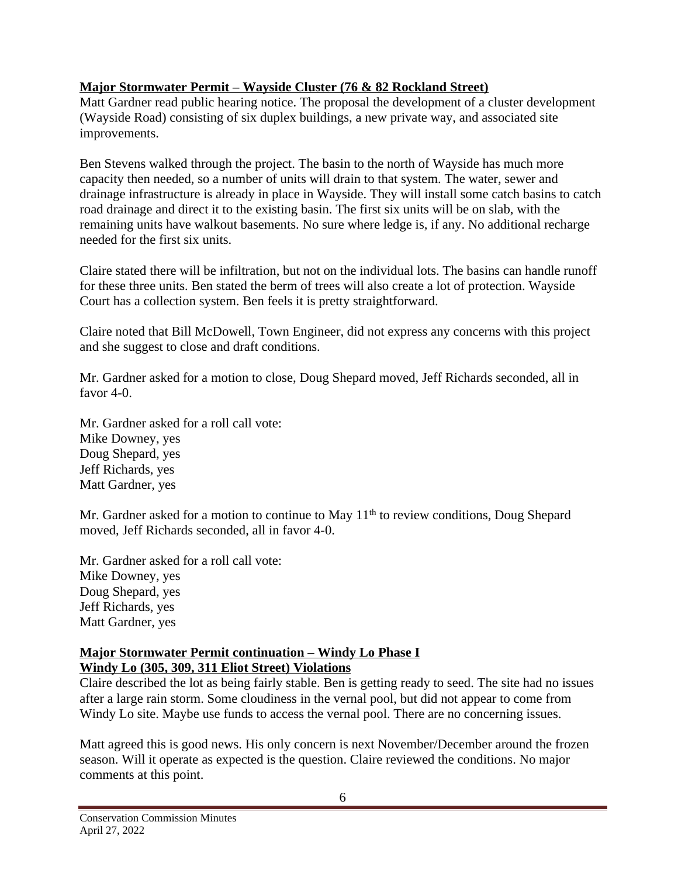**Major Stormwater Permit – Wayside Cluster (76 & 82 Rockland Street)**

Matt Gardner read public hearing notice. The proposal the development of a cluster development (Wayside Road) consisting of six duplex buildings, a new private way, and associated site improvements.

Ben Stevens walked through the project. The basin to the north of Wayside has much more capacity then needed, so a number of units will drain to that system. The water, sewer and drainage infrastructure is already in place in Wayside. They will install some catch basins to catch road drainage and direct it to the existing basin. The first six units will be on slab, with the remaining units have walkout basements. No sure where ledge is, if any. No additional recharge needed for the first six units.

Claire stated there will be infiltration, but not on the individual lots. The basins can handle runoff for these three units. Ben stated the berm of trees will also create a lot of protection. Wayside Court has a collection system. Ben feels it is pretty straightforward.

Claire noted that Bill McDowell, Town Engineer, did not express any concerns with this project and she suggest to close and draft conditions.

Mr. Gardner asked for a motion to close, Doug Shepard moved, Jeff Richards seconded, all in favor 4-0.

Mr. Gardner asked for a roll call vote:
Mike Downey, yes
Doug Shepard, yes
Jeff Richards, yes
Matt Gardner, yes

Mr. Gardner asked for a motion to continue to May 11th to review conditions, Doug Shepard moved, Jeff Richards seconded, all in favor 4-0.

Mr. Gardner asked for a roll call vote:
Mike Downey, yes
Doug Shepard, yes
Jeff Richards, yes
Matt Gardner, yes

**Major Stormwater Permit continuation – Windy Lo Phase I**
**Windy Lo (305, 309, 311 Eliot Street) Violations**

Claire described the lot as being fairly stable. Ben is getting ready to seed. The site had no issues after a large rain storm. Some cloudiness in the vernal pool, but did not appear to come from Windy Lo site. Maybe use funds to access the vernal pool. There are no concerning issues.

Matt agreed this is good news. His only concern is next November/December around the frozen season. Will it operate as expected is the question. Claire reviewed the conditions. No major comments at this point.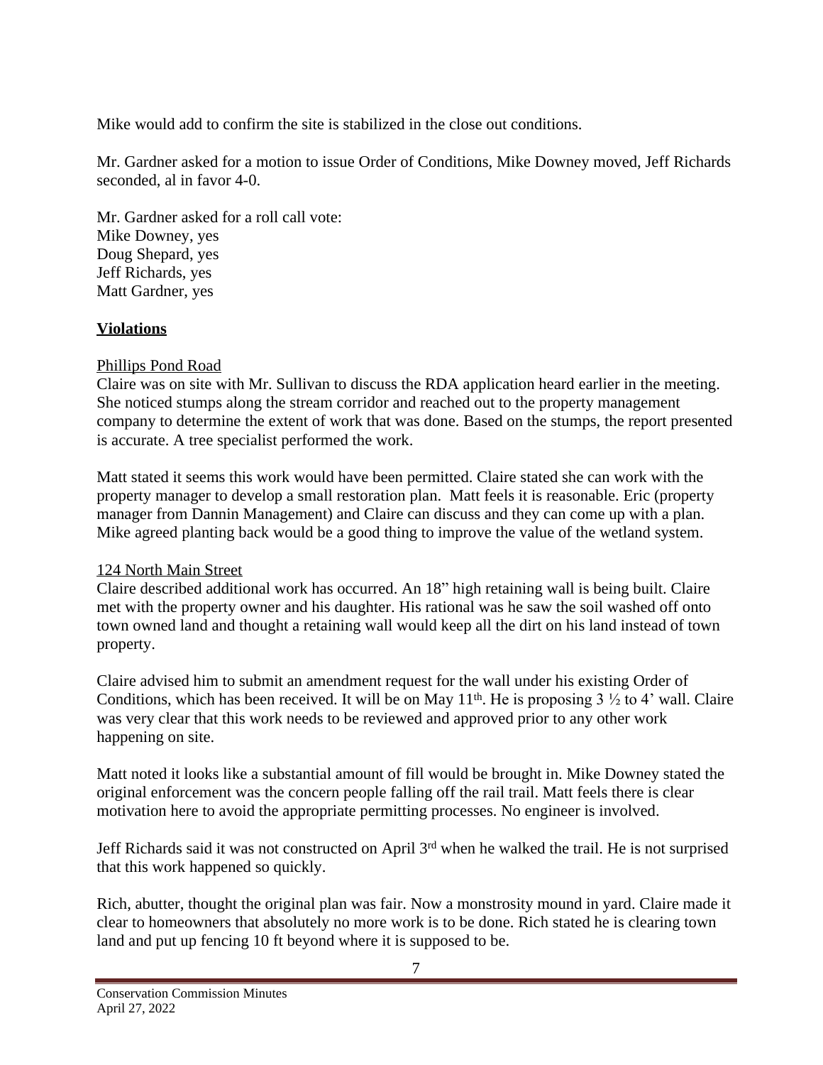Mike would add to confirm the site is stabilized in the close out conditions.

Mr. Gardner asked for a motion to issue Order of Conditions, Mike Downey moved, Jeff Richards seconded, al in favor 4-0.

Mr. Gardner asked for a roll call vote:
Mike Downey, yes
Doug Shepard, yes
Jeff Richards, yes
Matt Gardner, yes

**Violations**

Phillips Pond Road
Claire was on site with Mr. Sullivan to discuss the RDA application heard earlier in the meeting. She noticed stumps along the stream corridor and reached out to the property management company to determine the extent of work that was done. Based on the stumps, the report presented is accurate. A tree specialist performed the work.

Matt stated it seems this work would have been permitted. Claire stated she can work with the property manager to develop a small restoration plan. Matt feels it is reasonable. Eric (property manager from Dannin Management) and Claire can discuss and they can come up with a plan. Mike agreed planting back would be a good thing to improve the value of the wetland system.

124 North Main Street
Claire described additional work has occurred. An 18" high retaining wall is being built. Claire met with the property owner and his daughter. His rational was he saw the soil washed off onto town owned land and thought a retaining wall would keep all the dirt on his land instead of town property.

Claire advised him to submit an amendment request for the wall under his existing Order of Conditions, which has been received. It will be on May 11th. He is proposing 3 ½ to 4' wall. Claire was very clear that this work needs to be reviewed and approved prior to any other work happening on site.

Matt noted it looks like a substantial amount of fill would be brought in. Mike Downey stated the original enforcement was the concern people falling off the rail trail. Matt feels there is clear motivation here to avoid the appropriate permitting processes. No engineer is involved.

Jeff Richards said it was not constructed on April 3rd when he walked the trail. He is not surprised that this work happened so quickly.

Rich, abutter, thought the original plan was fair. Now a monstrosity mound in yard. Claire made it clear to homeowners that absolutely no more work is to be done. Rich stated he is clearing town land and put up fencing 10 ft beyond where it is supposed to be.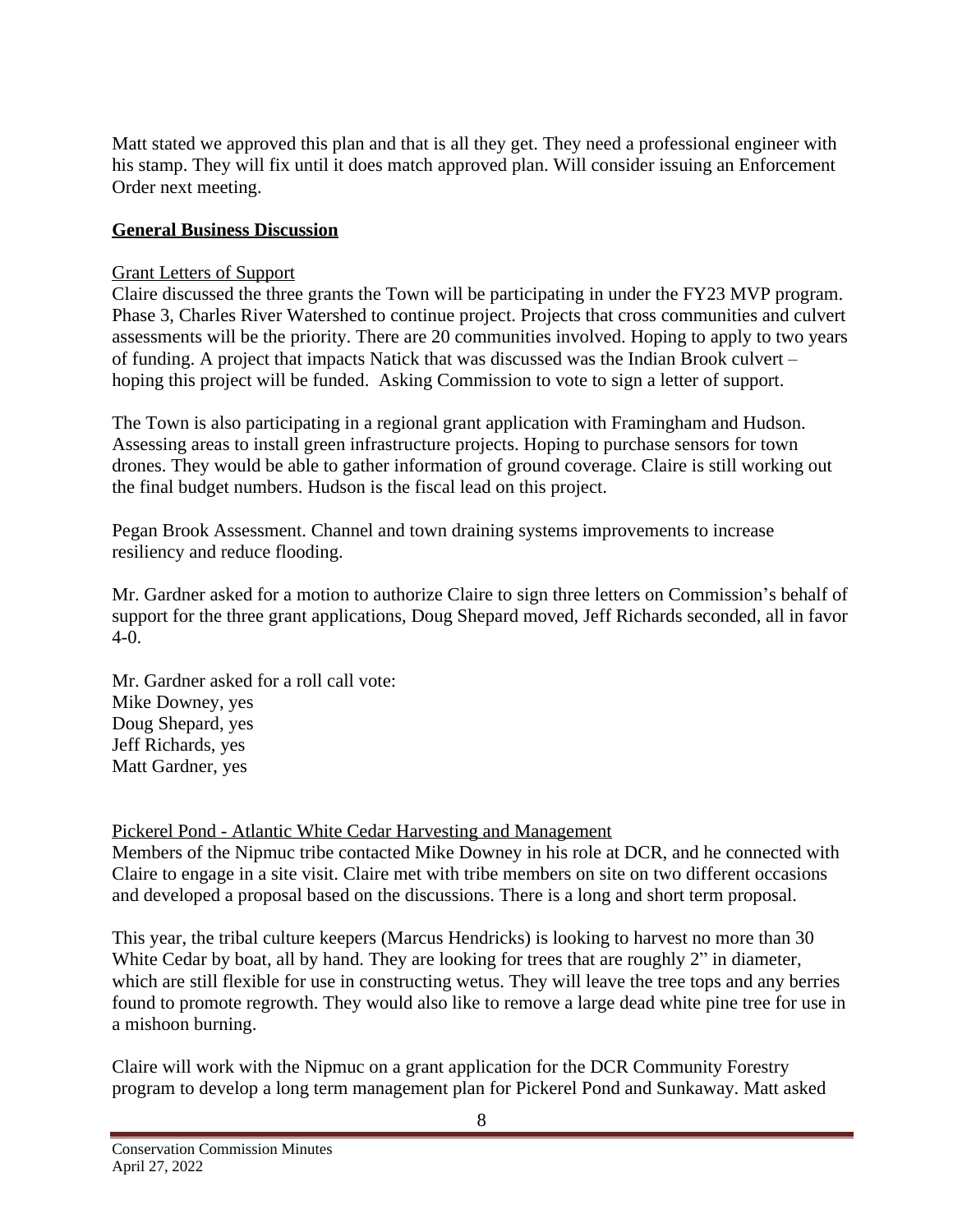Matt stated we approved this plan and that is all they get. They need a professional engineer with his stamp. They will fix until it does match approved plan. Will consider issuing an Enforcement Order next meeting.

**General Business Discussion**

Grant Letters of Support

Claire discussed the three grants the Town will be participating in under the FY23 MVP program. Phase 3, Charles River Watershed to continue project. Projects that cross communities and culvert assessments will be the priority. There are 20 communities involved. Hoping to apply to two years of funding. A project that impacts Natick that was discussed was the Indian Brook culvert – hoping this project will be funded. Asking Commission to vote to sign a letter of support.

The Town is also participating in a regional grant application with Framingham and Hudson. Assessing areas to install green infrastructure projects. Hoping to purchase sensors for town drones. They would be able to gather information of ground coverage. Claire is still working out the final budget numbers. Hudson is the fiscal lead on this project.

Pegan Brook Assessment. Channel and town draining systems improvements to increase resiliency and reduce flooding.

Mr. Gardner asked for a motion to authorize Claire to sign three letters on Commission's behalf of support for the three grant applications, Doug Shepard moved, Jeff Richards seconded, all in favor 4-0.

Mr. Gardner asked for a roll call vote:
Mike Downey, yes
Doug Shepard, yes
Jeff Richards, yes
Matt Gardner, yes

Pickerel Pond - Atlantic White Cedar Harvesting and Management

Members of the Nipmuc tribe contacted Mike Downey in his role at DCR, and he connected with Claire to engage in a site visit. Claire met with tribe members on site on two different occasions and developed a proposal based on the discussions. There is a long and short term proposal.

This year, the tribal culture keepers (Marcus Hendricks) is looking to harvest no more than 30 White Cedar by boat, all by hand. They are looking for trees that are roughly 2" in diameter, which are still flexible for use in constructing wetus. They will leave the tree tops and any berries found to promote regrowth. They would also like to remove a large dead white pine tree for use in a mishoon burning.

Claire will work with the Nipmuc on a grant application for the DCR Community Forestry program to develop a long term management plan for Pickerel Pond and Sunkaway. Matt asked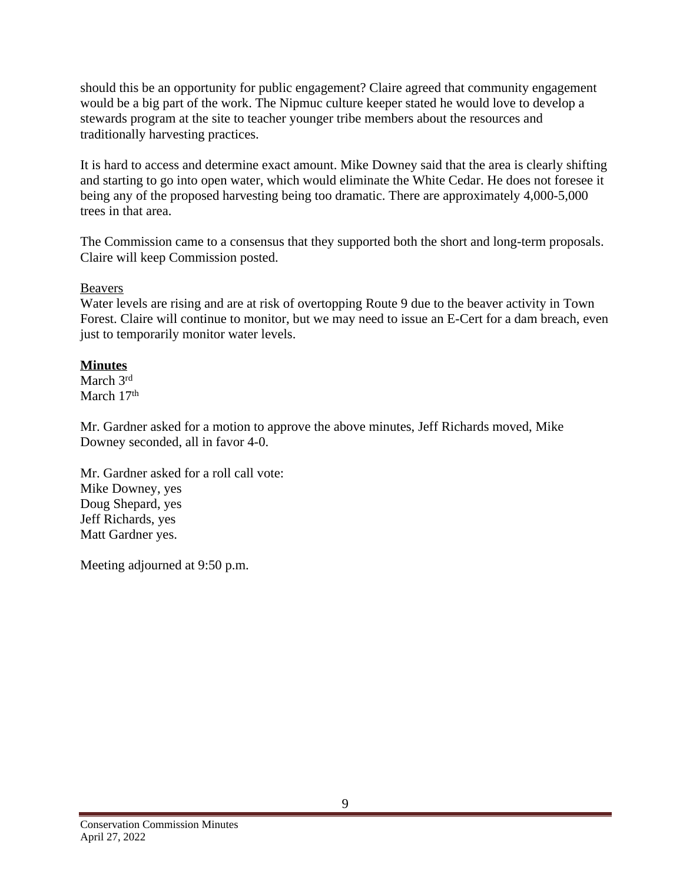should this be an opportunity for public engagement? Claire agreed that community engagement would be a big part of the work. The Nipmuc culture keeper stated he would love to develop a stewards program at the site to teacher younger tribe members about the resources and traditionally harvesting practices.

It is hard to access and determine exact amount. Mike Downey said that the area is clearly shifting and starting to go into open water, which would eliminate the White Cedar. He does not foresee it being any of the proposed harvesting being too dramatic. There are approximately 4,000-5,000 trees in that area.

The Commission came to a consensus that they supported both the short and long-term proposals. Claire will keep Commission posted.

<u>Beavers</u>

Water levels are rising and are at risk of overtopping Route 9 due to the beaver activity in Town Forest. Claire will continue to monitor, but we may need to issue an E-Cert for a dam breach, even just to temporarily monitor water levels.

**<u>Minutes</u>**

March 3rd
March 17th

Mr. Gardner asked for a motion to approve the above minutes, Jeff Richards moved, Mike Downey seconded, all in favor 4-0.

Mr. Gardner asked for a roll call vote:
Mike Downey, yes
Doug Shepard, yes
Jeff Richards, yes
Matt Gardner yes.

Meeting adjourned at 9:50 p.m.